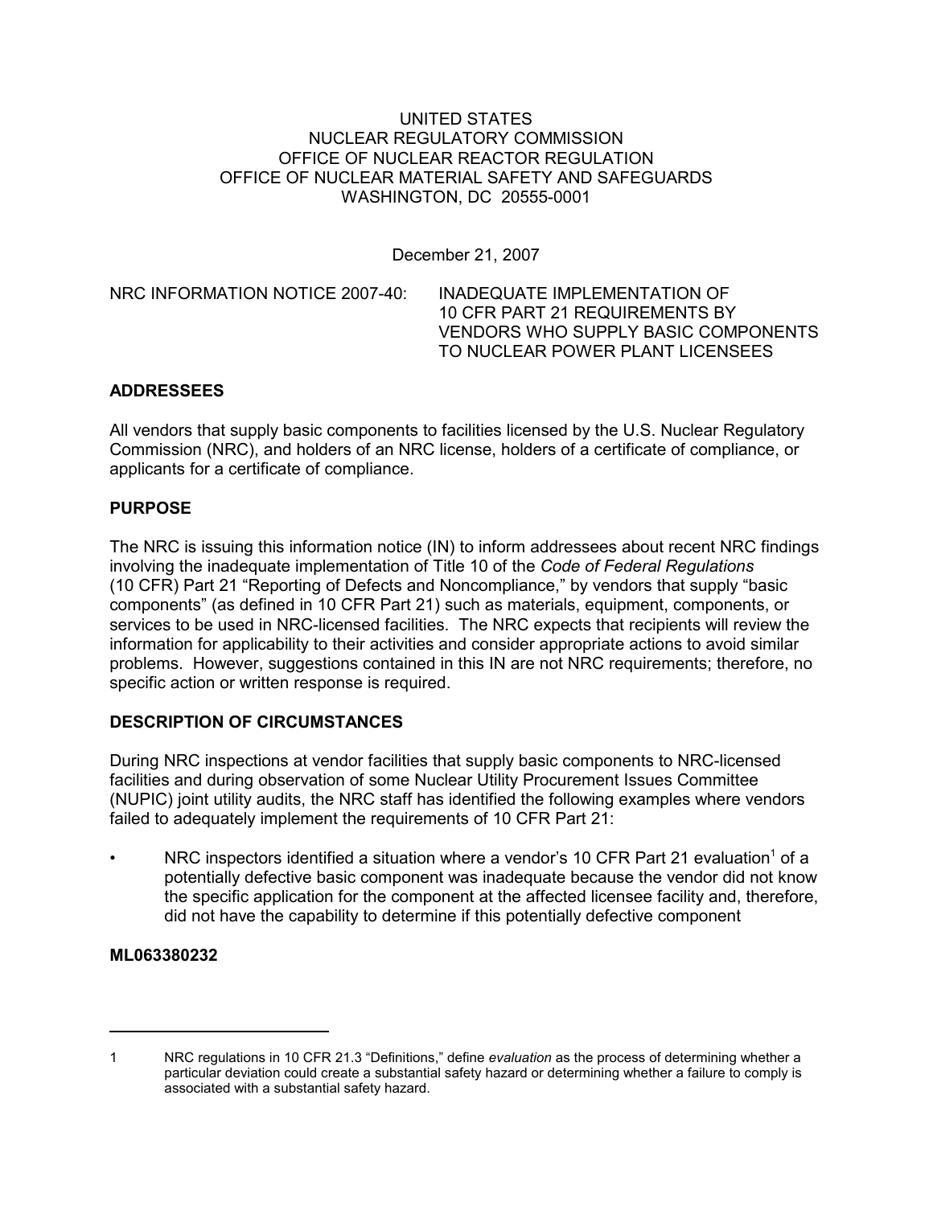UNITED STATES
NUCLEAR REGULATORY COMMISSION
OFFICE OF NUCLEAR REACTOR REGULATION
OFFICE OF NUCLEAR MATERIAL SAFETY AND SAFEGUARDS
WASHINGTON, DC 20555-0001

December 21, 2007

NRC INFORMATION NOTICE 2007-40: INADEQUATE IMPLEMENTATION OF 10 CFR PART 21 REQUIREMENTS BY VENDORS WHO SUPPLY BASIC COMPONENTS TO NUCLEAR POWER PLANT LICENSEES

## ADDRESSEES

All vendors that supply basic components to facilities licensed by the U.S. Nuclear Regulatory Commission (NRC), and holders of an NRC license, holders of a certificate of compliance, or applicants for a certificate of compliance.

## PURPOSE

The NRC is issuing this information notice (IN) to inform addressees about recent NRC findings involving the inadequate implementation of Title 10 of the *Code of Federal Regulations* (10 CFR) Part 21 "Reporting of Defects and Noncompliance," by vendors that supply "basic components" (as defined in 10 CFR Part 21) such as materials, equipment, components, or services to be used in NRC-licensed facilities. The NRC expects that recipients will review the information for applicability to their activities and consider appropriate actions to avoid similar problems. However, suggestions contained in this IN are not NRC requirements; therefore, no specific action or written response is required.

## DESCRIPTION OF CIRCUMSTANCES

During NRC inspections at vendor facilities that supply basic components to NRC-licensed facilities and during observation of some Nuclear Utility Procurement Issues Committee (NUPIC) joint utility audits, the NRC staff has identified the following examples where vendors failed to adequately implement the requirements of 10 CFR Part 21:

- NRC inspectors identified a situation where a vendor's 10 CFR Part 21 evaluation[1] of a potentially defective basic component was inadequate because the vendor did not know the specific application for the component at the affected licensee facility and, therefore, did not have the capability to determine if this potentially defective component

**ML063380232**

---

[1] NRC regulations in 10 CFR 21.3 "Definitions," define *evaluation* as the process of determining whether a particular deviation could create a substantial safety hazard or determining whether a failure to comply is associated with a substantial safety hazard.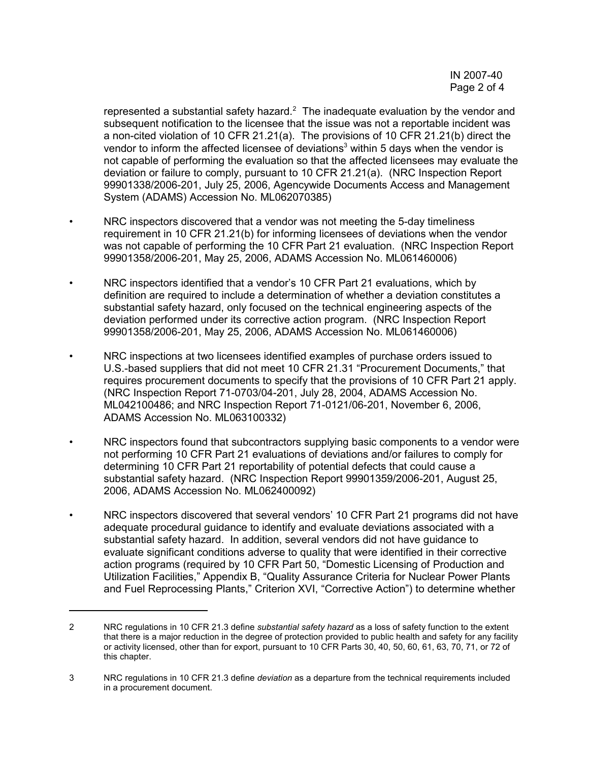represented a substantial safety hazard.[2] The inadequate evaluation by the vendor and subsequent notification to the licensee that the issue was not a reportable incident was a non-cited violation of 10 CFR 21.21(a). The provisions of 10 CFR 21.21(b) direct the vendor to inform the affected licensee of deviations[3] within 5 days when the vendor is not capable of performing the evaluation so that the affected licensees may evaluate the deviation or failure to comply, pursuant to 10 CFR 21.21(a). (NRC Inspection Report 99901338/2006-201, July 25, 2006, Agencywide Documents Access and Management System (ADAMS) Accession No. ML062070385)

- NRC inspectors discovered that a vendor was not meeting the 5-day timeliness requirement in 10 CFR 21.21(b) for informing licensees of deviations when the vendor was not capable of performing the 10 CFR Part 21 evaluation. (NRC Inspection Report 99901358/2006-201, May 25, 2006, ADAMS Accession No. ML061460006)

- NRC inspectors identified that a vendor's 10 CFR Part 21 evaluations, which by definition are required to include a determination of whether a deviation constitutes a substantial safety hazard, only focused on the technical engineering aspects of the deviation performed under its corrective action program. (NRC Inspection Report 99901358/2006-201, May 25, 2006, ADAMS Accession No. ML061460006)

- NRC inspections at two licensees identified examples of purchase orders issued to U.S.-based suppliers that did not meet 10 CFR 21.31 "Procurement Documents," that requires procurement documents to specify that the provisions of 10 CFR Part 21 apply. (NRC Inspection Report 71-0703/04-201, July 28, 2004, ADAMS Accession No. ML042100486; and NRC Inspection Report 71-0121/06-201, November 6, 2006, ADAMS Accession No. ML063100332)

- NRC inspectors found that subcontractors supplying basic components to a vendor were not performing 10 CFR Part 21 evaluations of deviations and/or failures to comply for determining 10 CFR Part 21 reportability of potential defects that could cause a substantial safety hazard. (NRC Inspection Report 99901359/2006-201, August 25, 2006, ADAMS Accession No. ML062400092)

- NRC inspectors discovered that several vendors' 10 CFR Part 21 programs did not have adequate procedural guidance to identify and evaluate deviations associated with a substantial safety hazard. In addition, several vendors did not have guidance to evaluate significant conditions adverse to quality that were identified in their corrective action programs (required by 10 CFR Part 50, "Domestic Licensing of Production and Utilization Facilities," Appendix B, "Quality Assurance Criteria for Nuclear Power Plants and Fuel Reprocessing Plants," Criterion XVI, "Corrective Action") to determine whether

---

[2] NRC regulations in 10 CFR 21.3 define *substantial safety hazard* as a loss of safety function to the extent that there is a major reduction in the degree of protection provided to public health and safety for any facility or activity licensed, other than for export, pursuant to 10 CFR Parts 30, 40, 50, 60, 61, 63, 70, 71, or 72 of this chapter.

[3] NRC regulations in 10 CFR 21.3 define *deviation* as a departure from the technical requirements included in a procurement document.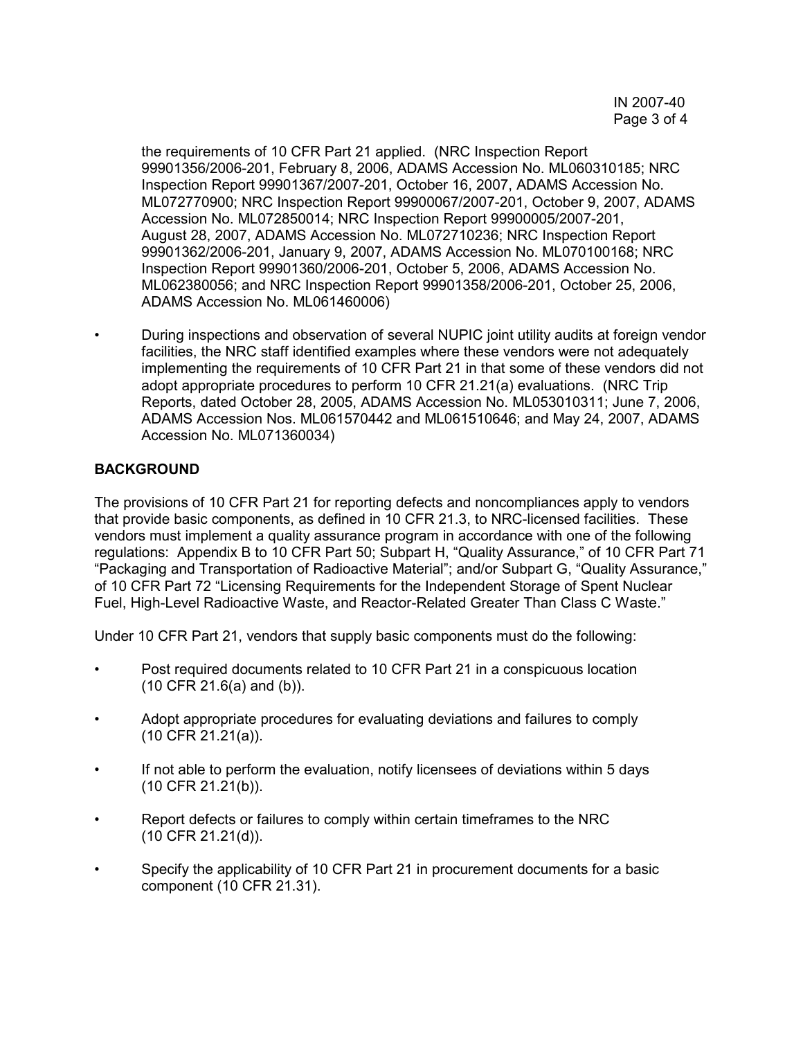the requirements of 10 CFR Part 21 applied. (NRC Inspection Report 99901356/2006-201, February 8, 2006, ADAMS Accession No. ML060310185; NRC Inspection Report 99901367/2007-201, October 16, 2007, ADAMS Accession No. ML072770900; NRC Inspection Report 99900067/2007-201, October 9, 2007, ADAMS Accession No. ML072850014; NRC Inspection Report 99900005/2007-201, August 28, 2007, ADAMS Accession No. ML072710236; NRC Inspection Report 99901362/2006-201, January 9, 2007, ADAMS Accession No. ML070100168; NRC Inspection Report 99901360/2006-201, October 5, 2006, ADAMS Accession No. ML062380056; and NRC Inspection Report 99901358/2006-201, October 25, 2006, ADAMS Accession No. ML061460006)

- During inspections and observation of several NUPIC joint utility audits at foreign vendor facilities, the NRC staff identified examples where these vendors were not adequately implementing the requirements of 10 CFR Part 21 in that some of these vendors did not adopt appropriate procedures to perform 10 CFR 21.21(a) evaluations. (NRC Trip Reports, dated October 28, 2005, ADAMS Accession No. ML053010311; June 7, 2006, ADAMS Accession Nos. ML061570442 and ML061510646; and May 24, 2007, ADAMS Accession No. ML071360034)

## BACKGROUND

The provisions of 10 CFR Part 21 for reporting defects and noncompliances apply to vendors that provide basic components, as defined in 10 CFR 21.3, to NRC-licensed facilities. These vendors must implement a quality assurance program in accordance with one of the following regulations: Appendix B to 10 CFR Part 50; Subpart H, "Quality Assurance," of 10 CFR Part 71 "Packaging and Transportation of Radioactive Material"; and/or Subpart G, "Quality Assurance," of 10 CFR Part 72 "Licensing Requirements for the Independent Storage of Spent Nuclear Fuel, High-Level Radioactive Waste, and Reactor-Related Greater Than Class C Waste."

Under 10 CFR Part 21, vendors that supply basic components must do the following:

- Post required documents related to 10 CFR Part 21 in a conspicuous location (10 CFR 21.6(a) and (b)).
- Adopt appropriate procedures for evaluating deviations and failures to comply (10 CFR 21.21(a)).
- If not able to perform the evaluation, notify licensees of deviations within 5 days (10 CFR 21.21(b)).
- Report defects or failures to comply within certain timeframes to the NRC (10 CFR 21.21(d)).
- Specify the applicability of 10 CFR Part 21 in procurement documents for a basic component (10 CFR 21.31).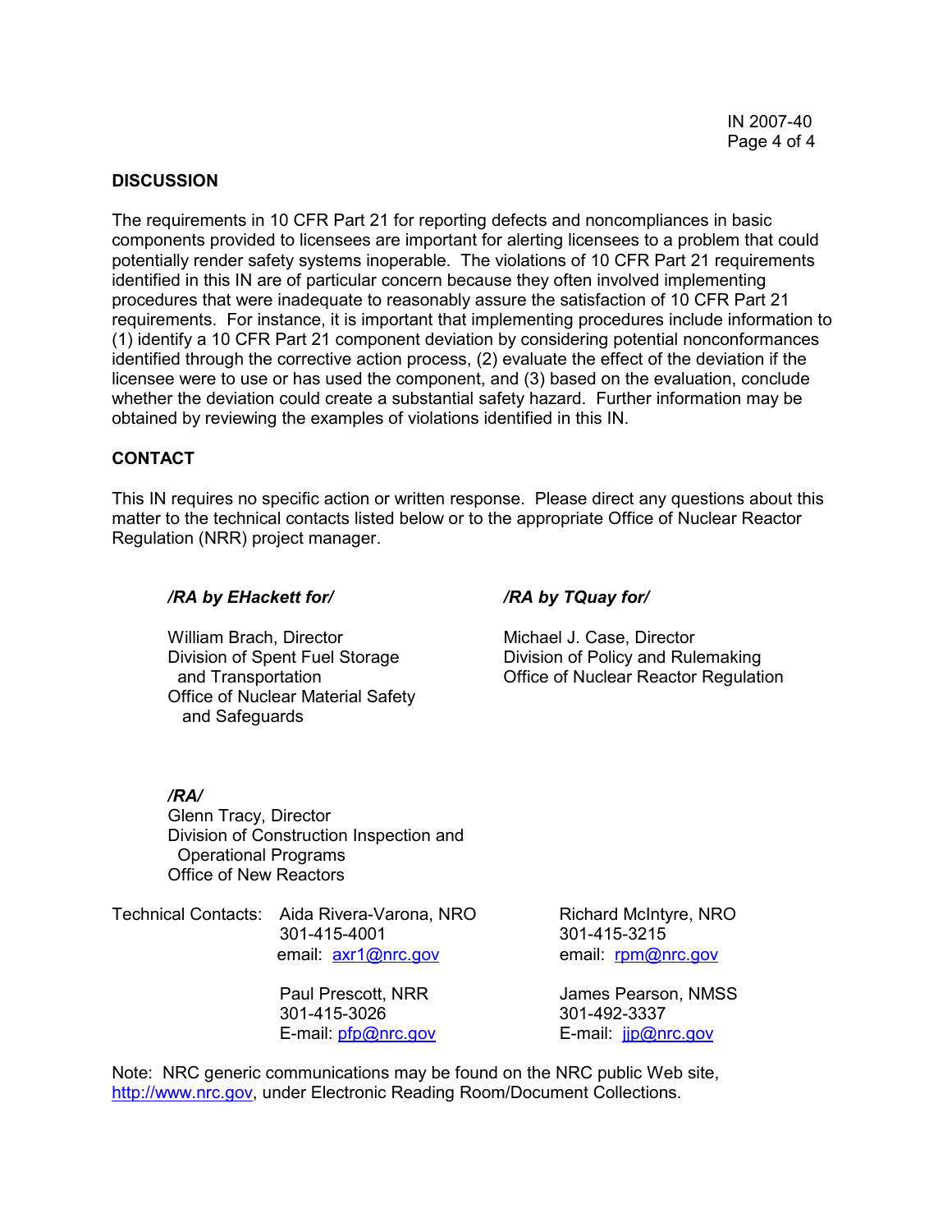## DISCUSSION

The requirements in 10 CFR Part 21 for reporting defects and noncompliances in basic components provided to licensees are important for alerting licensees to a problem that could potentially render safety systems inoperable. The violations of 10 CFR Part 21 requirements identified in this IN are of particular concern because they often involved implementing procedures that were inadequate to reasonably assure the satisfaction of 10 CFR Part 21 requirements. For instance, it is important that implementing procedures include information to (1) identify a 10 CFR Part 21 component deviation by considering potential nonconformances identified through the corrective action process, (2) evaluate the effect of the deviation if the licensee were to use or has used the component, and (3) based on the evaluation, conclude whether the deviation could create a substantial safety hazard. Further information may be obtained by reviewing the examples of violations identified in this IN.

## CONTACT

This IN requires no specific action or written response. Please direct any questions about this matter to the technical contacts listed below or to the appropriate Office of Nuclear Reactor Regulation (NRR) project manager.

***/RA by EHackett for/***

William Brach, Director
Division of Spent Fuel Storage and Transportation
Office of Nuclear Material Safety and Safeguards

***/RA by TQuay for/***

Michael J. Case, Director
Division of Policy and Rulemaking
Office of Nuclear Reactor Regulation

***/RA/***

Glenn Tracy, Director
Division of Construction Inspection and Operational Programs
Office of New Reactors

Technical Contacts:

Aida Rivera-Varona, NRO
301-415-4001
email: axr1@nrc.gov

Richard McIntyre, NRO
301-415-3215
email: rpm@nrc.gov

Paul Prescott, NRR
301-415-3026
E-mail: pfp@nrc.gov

James Pearson, NMSS
301-492-3337
E-mail: jjp@nrc.gov

Note: NRC generic communications may be found on the NRC public Web site, http://www.nrc.gov, under Electronic Reading Room/Document Collections.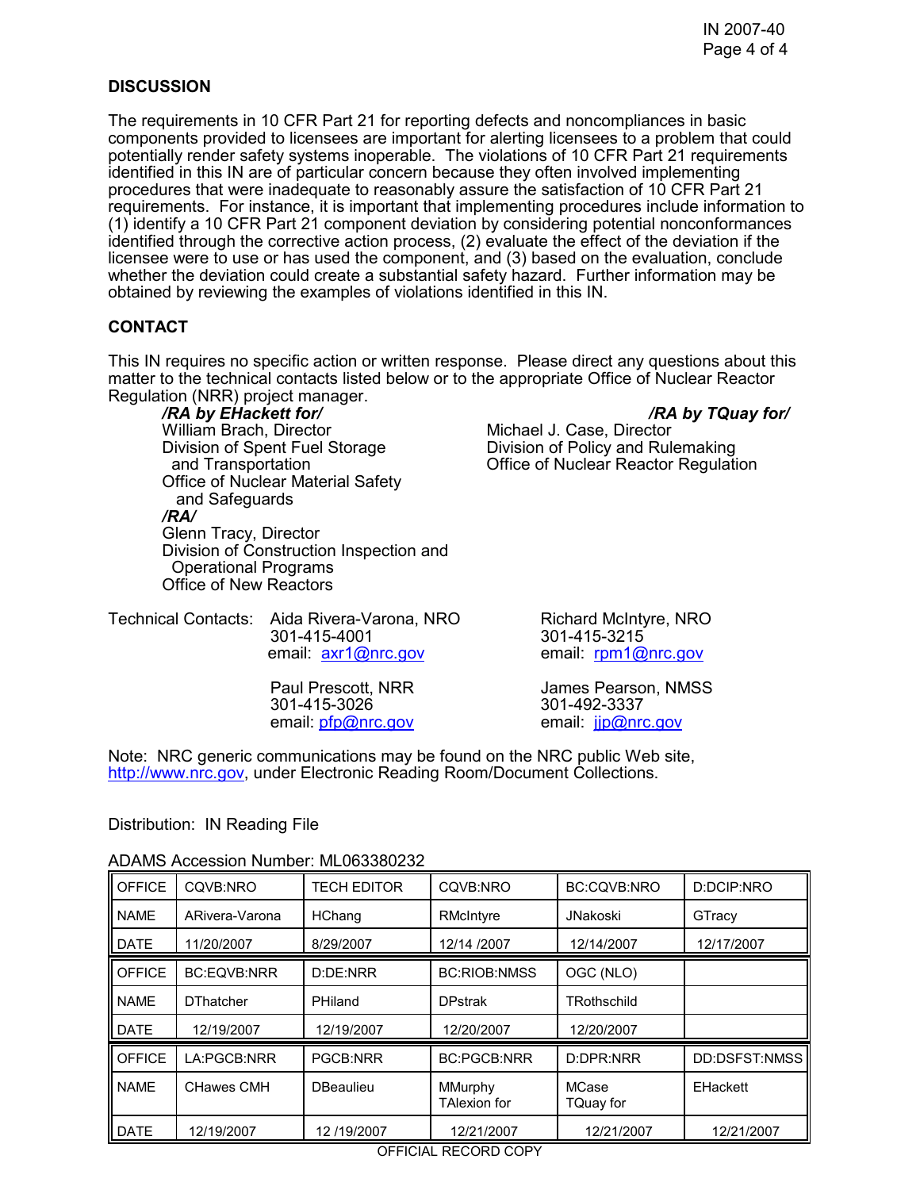## DISCUSSION

The requirements in 10 CFR Part 21 for reporting defects and noncompliances in basic components provided to licensees are important for alerting licensees to a problem that could potentially render safety systems inoperable. The violations of 10 CFR Part 21 requirements identified in this IN are of particular concern because they often involved implementing procedures that were inadequate to reasonably assure the satisfaction of 10 CFR Part 21 requirements. For instance, it is important that implementing procedures include information to (1) identify a 10 CFR Part 21 component deviation by considering potential nonconformances identified through the corrective action process, (2) evaluate the effect of the deviation if the licensee were to use or has used the component, and (3) based on the evaluation, conclude whether the deviation could create a substantial safety hazard. Further information may be obtained by reviewing the examples of violations identified in this IN.

## CONTACT

This IN requires no specific action or written response. Please direct any questions about this matter to the technical contacts listed below or to the appropriate Office of Nuclear Reactor Regulation (NRR) project manager.

*/RA by EHackett for/*
William Brach, Director
Division of Spent Fuel Storage
and Transportation
Office of Nuclear Material Safety
and Safeguards

*/RA by TQuay for/*
Michael J. Case, Director
Division of Policy and Rulemaking
Office of Nuclear Reactor Regulation

*/RA/*
Glenn Tracy, Director
Division of Construction Inspection and
Operational Programs
Office of New Reactors

Technical Contacts:

Aida Rivera-Varona, NRO
301-415-4001
email: axr1@nrc.gov

Richard McIntyre, NRO
301-415-3215
email: rpm1@nrc.gov

Paul Prescott, NRR
301-415-3026
email: pfp@nrc.gov

James Pearson, NMSS
301-492-3337
email: jjp@nrc.gov

Note: NRC generic communications may be found on the NRC public Web site, http://www.nrc.gov, under Electronic Reading Room/Document Collections.

Distribution: IN Reading File

ADAMS Accession Number: ML063380232

| | | | | | |
|---|---|---|---|---|---|
| OFFICE | CQVB:NRO | TECH EDITOR | CQVB:NRO | BC:CQVB:NRO | D:DCIP:NRO |
| NAME | ARivera-Varona | HChang | RMcIntyre | JNakoski | GTracy |
| DATE | 11/20/2007 | 8/29/2007 | 12/14 /2007 | 12/14/2007 | 12/17/2007 |
| OFFICE | BC:EQVB:NRR | D:DE:NRR | BC:RIOB:NMSS | OGC (NLO) | |
| NAME | DThatcher | PHiland | DPstrak | TRothschild | |
| DATE | 12/19/2007 | 12/19/2007 | 12/20/2007 | 12/20/2007 | |
| OFFICE | LA:PGCB:NRR | PGCB:NRR | BC:PGCB:NRR | D:DPR:NRR | DD:DSFST:NMSS |
| NAME | CHawes CMH | DBeaulieu | MMurphy TAlexion for | MCase TQuay for | EHackett |
| DATE | 12/19/2007 | 12 /19/2007 | 12/21/2007 | 12/21/2007 | 12/21/2007 |

OFFICIAL RECORD COPY